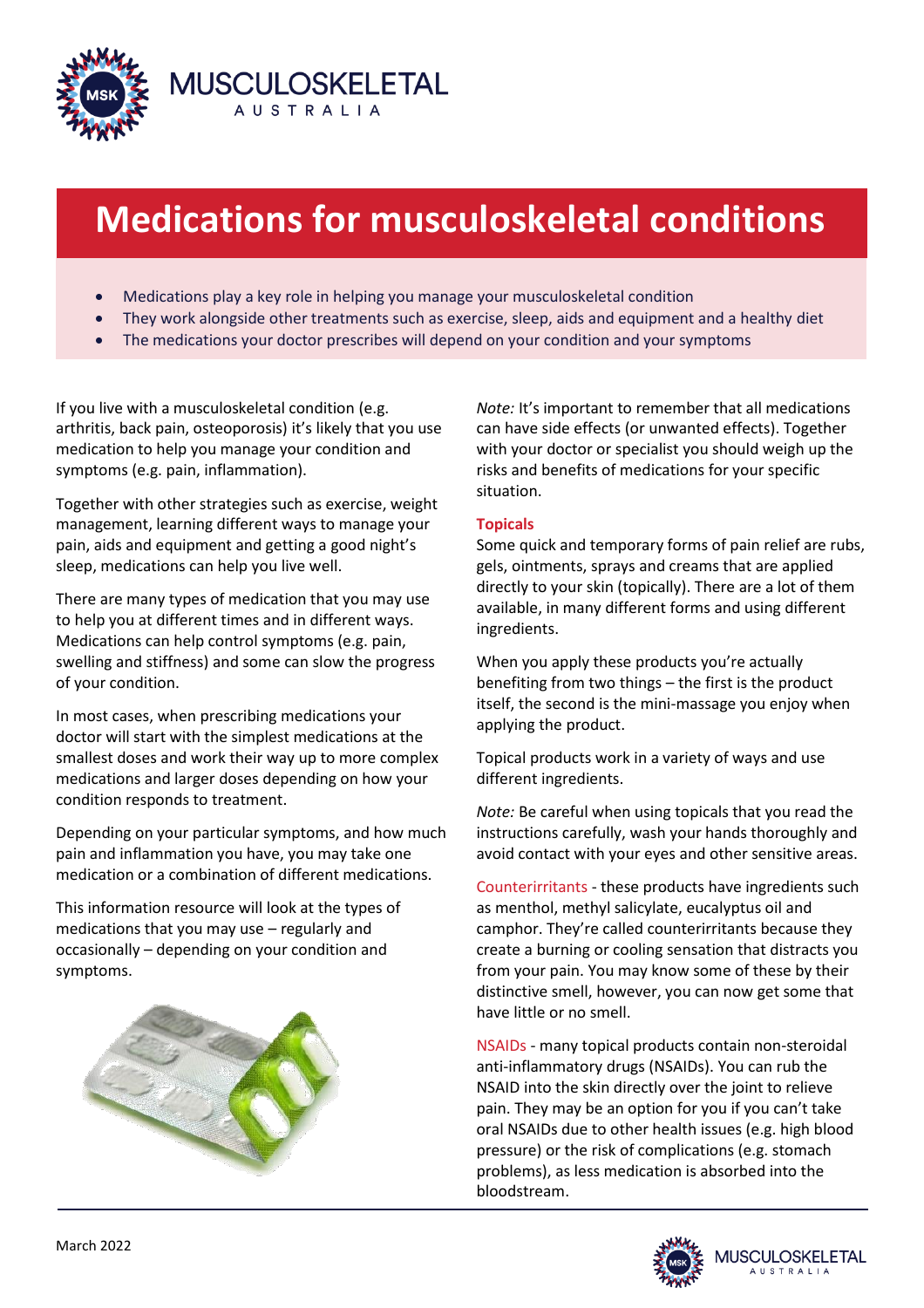# Medications for musculoskeletal conditions

- Medications play a key role in helping you manage your musculoskeletal condition
- They work alongside other treatments such as exercise, sleep, aids and equipment and a healthy diet
- The medications your doctor prescribes will depend on your condition and your symptoms

If you live with a musculoskeletal condition (e.g. arthritis, back pain, osteoporosis) it's likely that you use medication to help you manage your condition and symptoms (e.g. pain, inflammation).

Together with other strategies such as exercise, weight management, learning different ways to manage your pain, aids and equipment and getting a good night's sleep, medications can help you live well.

There are many types of medication that you may use to help you at different times and in different ways. Medications can help control symptoms (e.g. pain, swelling and stiffness) and some can slow the progress of your condition.

In most cases, when prescribing medications your doctor will start with the simplest medications at the smallest doses and work their way up to more complex medications and larger doses depending on how your condition responds to treatment.

Depending on your particular symptoms, and how much pain and inflammation you have, you may take one medication or a combination of different medications.

This information resource will look at the types of medications that you may use – regularly and occasionally – depending on your condition and symptoms.

*Note:* It's important to remember that all medications can have side effects (or unwanted effects). Together with your doctor or specialist you should weigh up the risks and benefits of medications for your specific situation.

## Topicals

Some quick and temporary forms of pain relief are rubs, gels, ointments, sprays and creams that are applied directly to your skin (topically). There are a lot of them available, in many different forms and using different ingredients.

When you apply these products you're actually benefiting from two things – the first is the product itself, the second is the mini-massage you enjoy when applying the product.

Topical products work in a variety of ways and use different ingredients.

*Note:* Be careful when using topicals that you read the instructions carefully, wash your hands thoroughly and avoid contact with your eyes and other sensitive areas.

Counterirritants - these products have ingredients such as menthol, methyl salicylate, eucalyptus oil and camphor. They're called counterirritants because they create a burning or cooling sensation that distracts you from your pain. You may know some of these by their distinctive smell, however, you can now get some that have little or no smell.

NSAIDs - many topical products contain non-steroidal anti-inflammatory drugs (NSAIDs). You can rub the NSAID into the skin directly over the joint to relieve pain. They may be an option for you if you can't take oral NSAIDs due to other health issues (e.g. high blood pressure) or the risk of complications (e.g. stomach problems), as less medication is absorbed into the bloodstream.

March 2022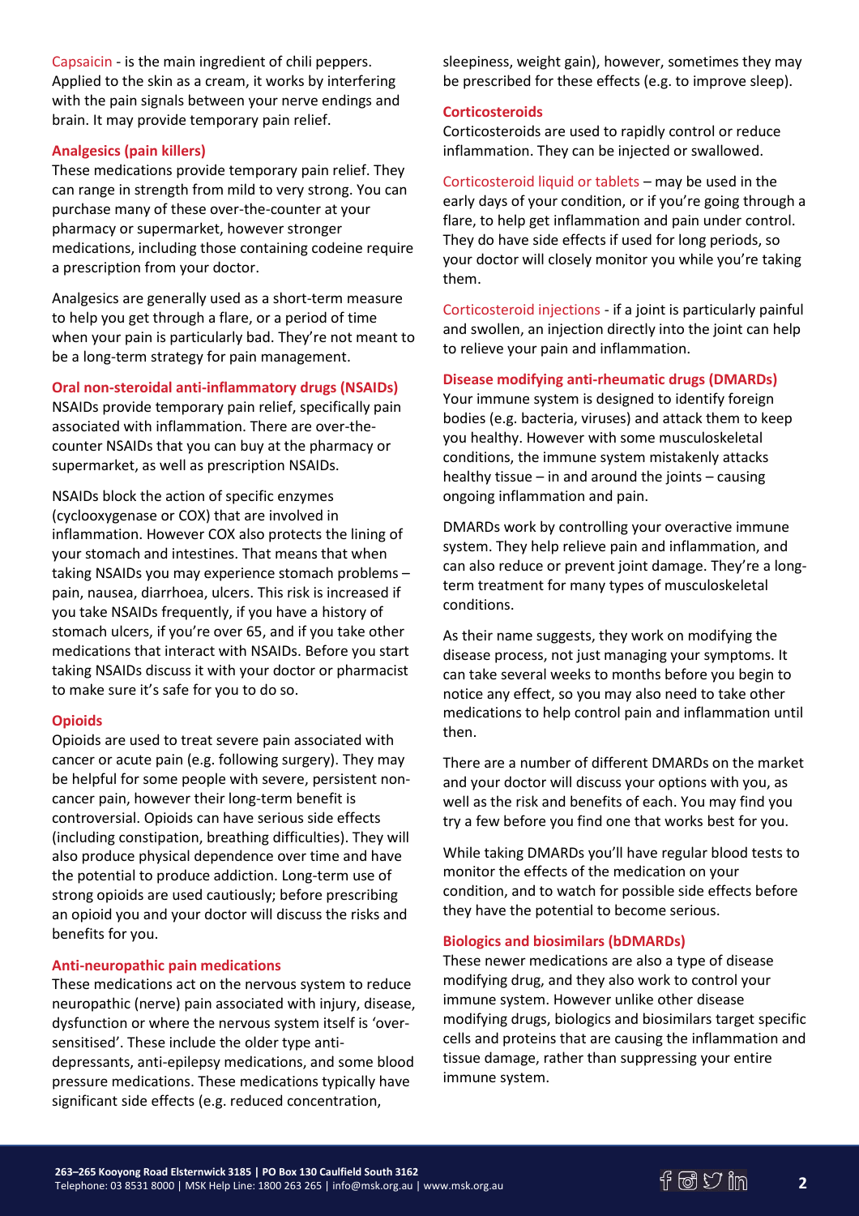Capsaicin - is the main ingredient of chili peppers. Applied to the skin as a cream, it works by interfering with the pain signals between your nerve endings and brain. It may provide temporary pain relief.

### Analgesics (pain killers)

These medications provide temporary pain relief. They can range in strength from mild to very strong. You can purchase many of these over-the-counter at your pharmacy or supermarket, however stronger medications, including those containing codeine require a prescription from your doctor.

Analgesics are generally used as a short-term measure to help you get through a flare, or a period of time when your pain is particularly bad. They're not meant to be a long-term strategy for pain management.

### Oral non-steroidal anti-inflammatory drugs (NSAIDs)

NSAIDs provide temporary pain relief, specifically pain associated with inflammation. There are over-the-counter NSAIDs that you can buy at the pharmacy or supermarket, as well as prescription NSAIDs.

NSAIDs block the action of specific enzymes (cyclooxygenase or COX) that are involved in inflammation. However COX also protects the lining of your stomach and intestines. That means that when taking NSAIDs you may experience stomach problems – pain, nausea, diarrhoea, ulcers. This risk is increased if you take NSAIDs frequently, if you have a history of stomach ulcers, if you're over 65, and if you take other medications that interact with NSAIDs. Before you start taking NSAIDs discuss it with your doctor or pharmacist to make sure it's safe for you to do so.

### Opioids

Opioids are used to treat severe pain associated with cancer or acute pain (e.g. following surgery). They may be helpful for some people with severe, persistent non-cancer pain, however their long-term benefit is controversial. Opioids can have serious side effects (including constipation, breathing difficulties). They will also produce physical dependence over time and have the potential to produce addiction. Long-term use of strong opioids are used cautiously; before prescribing an opioid you and your doctor will discuss the risks and benefits for you.

### Anti-neuropathic pain medications

These medications act on the nervous system to reduce neuropathic (nerve) pain associated with injury, disease, dysfunction or where the nervous system itself is 'over-sensitised'. These include the older type anti-depressants, anti-epilepsy medications, and some blood pressure medications. These medications typically have significant side effects (e.g. reduced concentration, sleepiness, weight gain), however, sometimes they may be prescribed for these effects (e.g. to improve sleep).

### Corticosteroids

Corticosteroids are used to rapidly control or reduce inflammation. They can be injected or swallowed.

Corticosteroid liquid or tablets – may be used in the early days of your condition, or if you're going through a flare, to help get inflammation and pain under control. They do have side effects if used for long periods, so your doctor will closely monitor you while you're taking them.

Corticosteroid injections - if a joint is particularly painful and swollen, an injection directly into the joint can help to relieve your pain and inflammation.

### Disease modifying anti-rheumatic drugs (DMARDs)

Your immune system is designed to identify foreign bodies (e.g. bacteria, viruses) and attack them to keep you healthy. However with some musculoskeletal conditions, the immune system mistakenly attacks healthy tissue – in and around the joints – causing ongoing inflammation and pain.

DMARDs work by controlling your overactive immune system. They help relieve pain and inflammation, and can also reduce or prevent joint damage. They're a long-term treatment for many types of musculoskeletal conditions.

As their name suggests, they work on modifying the disease process, not just managing your symptoms. It can take several weeks to months before you begin to notice any effect, so you may also need to take other medications to help control pain and inflammation until then.

There are a number of different DMARDs on the market and your doctor will discuss your options with you, as well as the risk and benefits of each. You may find you try a few before you find one that works best for you.

While taking DMARDs you'll have regular blood tests to monitor the effects of the medication on your condition, and to watch for possible side effects before they have the potential to become serious.

### Biologics and biosimilars (bDMARDs)

These newer medications are also a type of disease modifying drug, and they also work to control your immune system. However unlike other disease modifying drugs, biologics and biosimilars target specific cells and proteins that are causing the inflammation and tissue damage, rather than suppressing your entire immune system.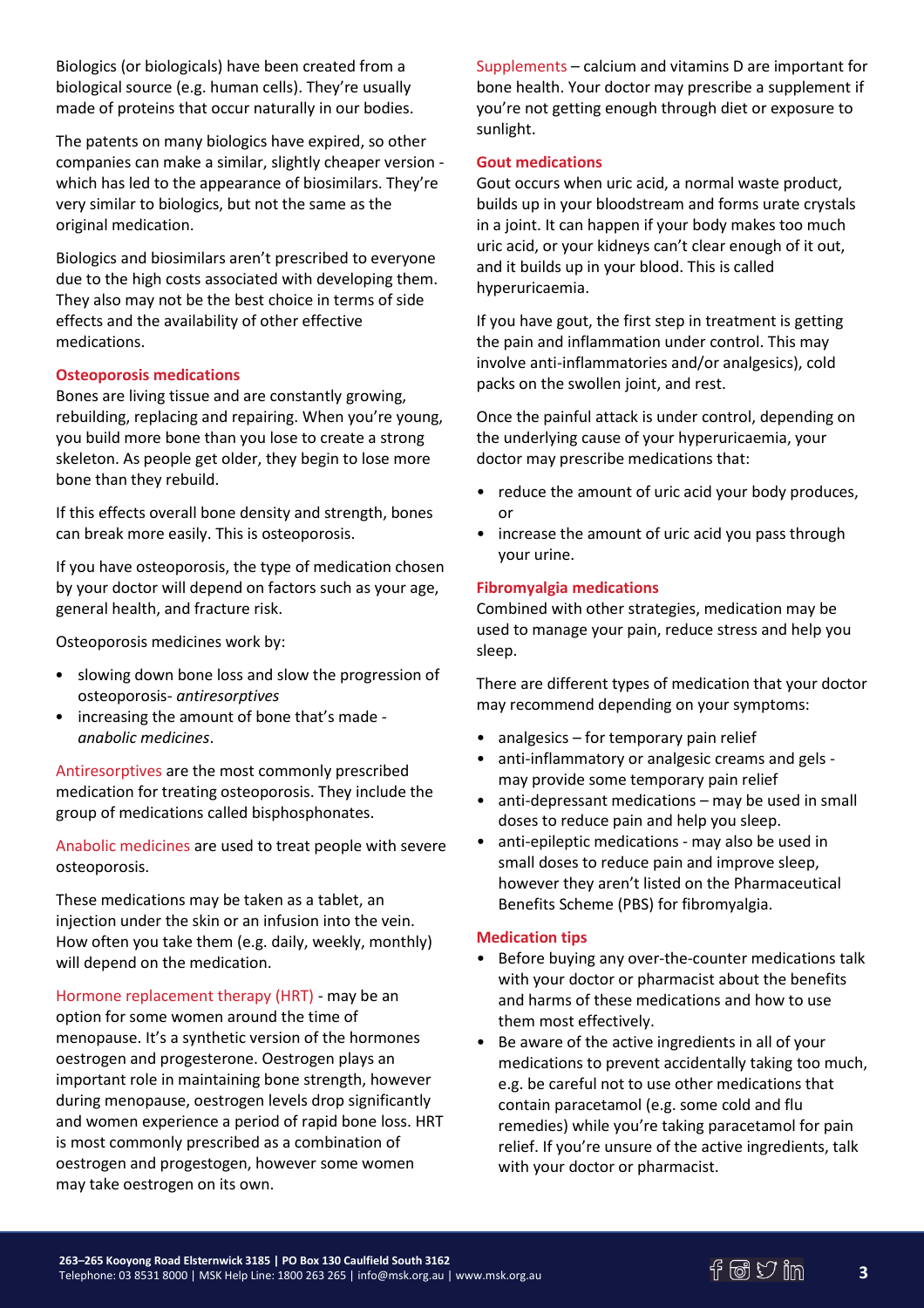Biologics (or biologicals) have been created from a biological source (e.g. human cells). They're usually made of proteins that occur naturally in our bodies.

The patents on many biologics have expired, so other companies can make a similar, slightly cheaper version - which has led to the appearance of biosimilars. They're very similar to biologics, but not the same as the original medication.

Biologics and biosimilars aren't prescribed to everyone due to the high costs associated with developing them. They also may not be the best choice in terms of side effects and the availability of other effective medications.

### Osteoporosis medications

Bones are living tissue and are constantly growing, rebuilding, replacing and repairing. When you're young, you build more bone than you lose to create a strong skeleton. As people get older, they begin to lose more bone than they rebuild.

If this effects overall bone density and strength, bones can break more easily. This is osteoporosis.

If you have osteoporosis, the type of medication chosen by your doctor will depend on factors such as your age, general health, and fracture risk.

Osteoporosis medicines work by:

- slowing down bone loss and slow the progression of osteoporosis- *antiresorptives*
- increasing the amount of bone that's made - *anabolic medicines*.

Antiresorptives are the most commonly prescribed medication for treating osteoporosis. They include the group of medications called bisphosphonates.

Anabolic medicines are used to treat people with severe osteoporosis.

These medications may be taken as a tablet, an injection under the skin or an infusion into the vein. How often you take them (e.g. daily, weekly, monthly) will depend on the medication.

Hormone replacement therapy (HRT) - may be an option for some women around the time of menopause. It's a synthetic version of the hormones oestrogen and progesterone. Oestrogen plays an important role in maintaining bone strength, however during menopause, oestrogen levels drop significantly and women experience a period of rapid bone loss. HRT is most commonly prescribed as a combination of oestrogen and progestogen, however some women may take oestrogen on its own.

Supplements – calcium and vitamins D are important for bone health. Your doctor may prescribe a supplement if you're not getting enough through diet or exposure to sunlight.

### Gout medications

Gout occurs when uric acid, a normal waste product, builds up in your bloodstream and forms urate crystals in a joint. It can happen if your body makes too much uric acid, or your kidneys can't clear enough of it out, and it builds up in your blood. This is called hyperuricaemia.

If you have gout, the first step in treatment is getting the pain and inflammation under control. This may involve anti-inflammatories and/or analgesics), cold packs on the swollen joint, and rest.

Once the painful attack is under control, depending on the underlying cause of your hyperuricaemia, your doctor may prescribe medications that:

- reduce the amount of uric acid your body produces, or
- increase the amount of uric acid you pass through your urine.

### Fibromyalgia medications

Combined with other strategies, medication may be used to manage your pain, reduce stress and help you sleep.

There are different types of medication that your doctor may recommend depending on your symptoms:

- analgesics – for temporary pain relief
- anti-inflammatory or analgesic creams and gels - may provide some temporary pain relief
- anti-depressant medications – may be used in small doses to reduce pain and help you sleep.
- anti-epileptic medications - may also be used in small doses to reduce pain and improve sleep, however they aren't listed on the Pharmaceutical Benefits Scheme (PBS) for fibromyalgia.

### Medication tips

- Before buying any over-the-counter medications talk with your doctor or pharmacist about the benefits and harms of these medications and how to use them most effectively.
- Be aware of the active ingredients in all of your medications to prevent accidentally taking too much, e.g. be careful not to use other medications that contain paracetamol (e.g. some cold and flu remedies) while you're taking paracetamol for pain relief. If you're unsure of the active ingredients, talk with your doctor or pharmacist.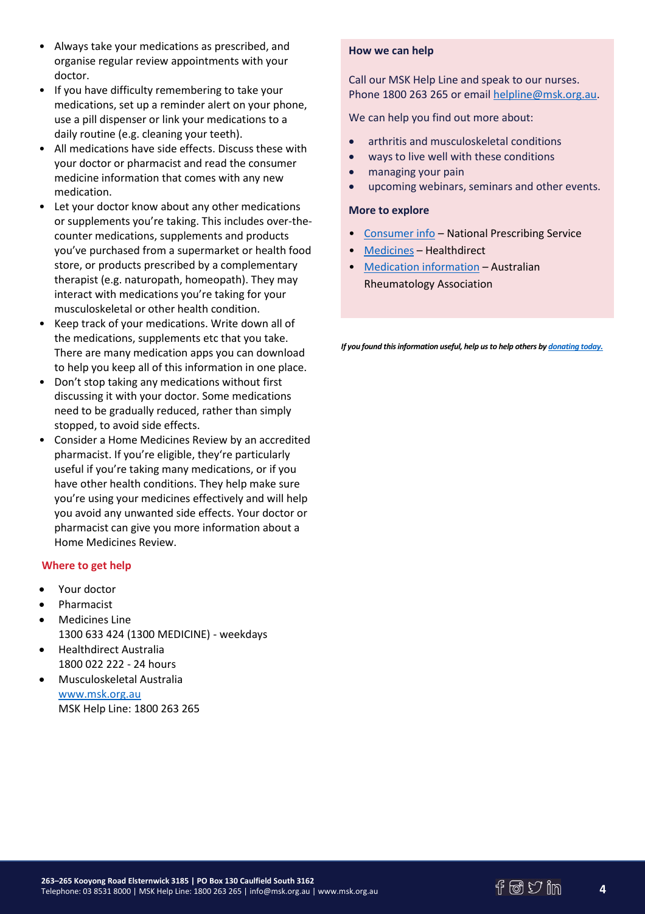- Always take your medications as prescribed, and organise regular review appointments with your doctor.
- If you have difficulty remembering to take your medications, set up a reminder alert on your phone, use a pill dispenser or link your medications to a daily routine (e.g. cleaning your teeth).
- All medications have side effects. Discuss these with your doctor or pharmacist and read the consumer medicine information that comes with any new medication.
- Let your doctor know about any other medications or supplements you're taking. This includes over-the-counter medications, supplements and products you've purchased from a supermarket or health food store, or products prescribed by a complementary therapist (e.g. naturopath, homeopath). They may interact with medications you're taking for your musculoskeletal or other health condition.
- Keep track of your medications. Write down all of the medications, supplements etc that you take. There are many medication apps you can download to help you keep all of this information in one place.
- Don't stop taking any medications without first discussing it with your doctor. Some medications need to be gradually reduced, rather than simply stopped, to avoid side effects.
- Consider a Home Medicines Review by an accredited pharmacist. If you're eligible, they're particularly useful if you're taking many medications, or if you have other health conditions. They help make sure you're using your medicines effectively and will help you avoid any unwanted side effects. Your doctor or pharmacist can give you more information about a Home Medicines Review.

## Where to get help

- Your doctor
- Pharmacist
- Medicines Line
  1300 633 424 (1300 MEDICINE) - weekdays
- Healthdirect Australia
  1800 022 222 - 24 hours
- Musculoskeletal Australia
  www.msk.org.au
  MSK Help Line: 1800 263 265

### How we can help

Call our MSK Help Line and speak to our nurses. Phone 1800 263 265 or email helpline@msk.org.au.

We can help you find out more about:

- arthritis and musculoskeletal conditions
- ways to live well with these conditions
- managing your pain
- upcoming webinars, seminars and other events.

### More to explore

- Consumer info – National Prescribing Service
- Medicines – Healthdirect
- Medication information – Australian Rheumatology Association

***If you found this information useful, help us to help others by donating today.***

**263–265 Kooyong Road Elsternwick 3185 | PO Box 130 Caulfield South 3162**
Telephone: 03 8531 8000 | MSK Help Line: 1800 263 265 | info@msk.org.au | www.msk.org.au